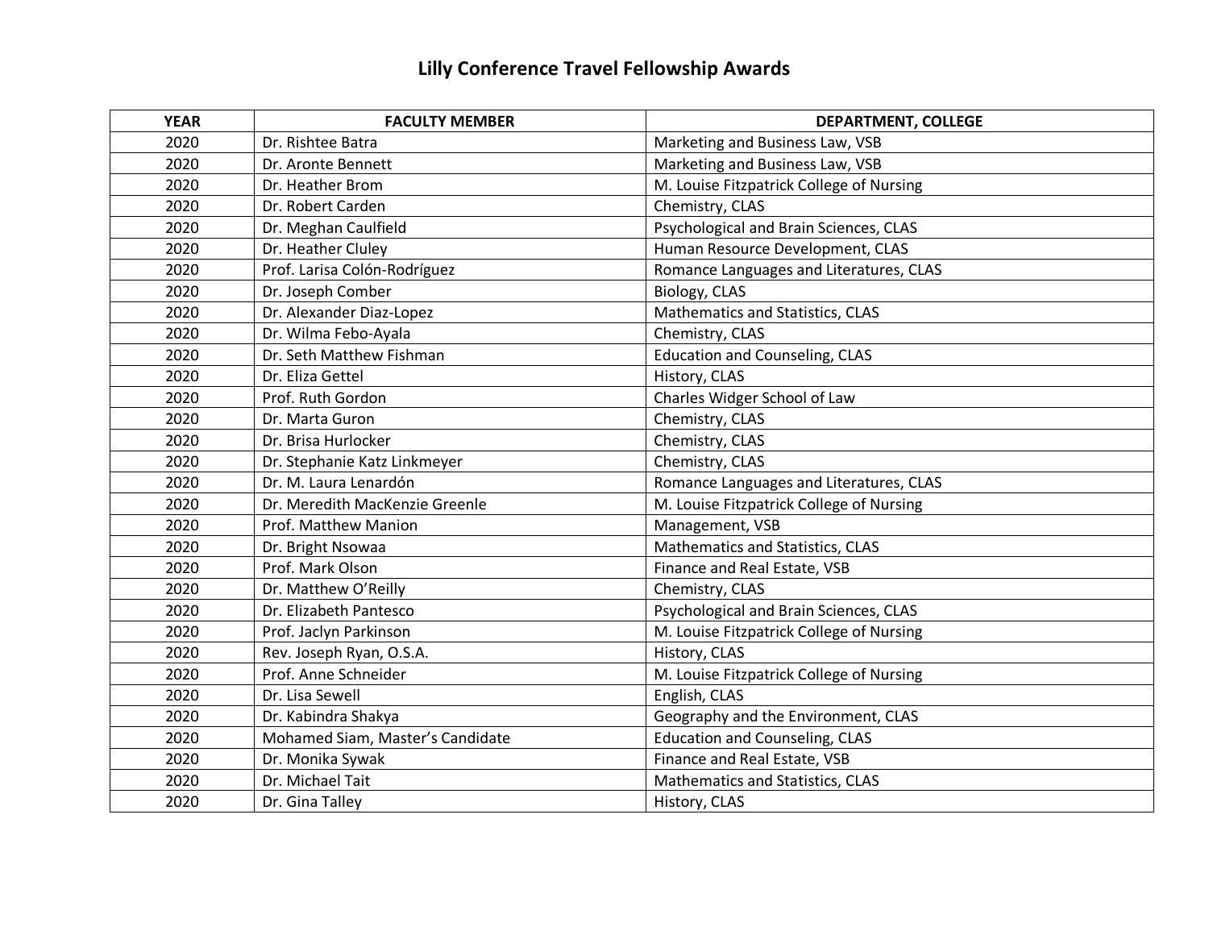# Lilly Conference Travel Fellowship Awards

| YEAR | FACULTY MEMBER | DEPARTMENT, COLLEGE |
|---|---|---|
| 2020 | Dr. Rishtee Batra | Marketing and Business Law, VSB |
| 2020 | Dr. Aronte Bennett | Marketing and Business Law, VSB |
| 2020 | Dr. Heather Brom | M. Louise Fitzpatrick College of Nursing |
| 2020 | Dr. Robert Carden | Chemistry, CLAS |
| 2020 | Dr. Meghan Caulfield | Psychological and Brain Sciences, CLAS |
| 2020 | Dr. Heather Cluley | Human Resource Development, CLAS |
| 2020 | Prof. Larisa Colón-Rodríguez | Romance Languages and Literatures, CLAS |
| 2020 | Dr. Joseph Comber | Biology, CLAS |
| 2020 | Dr. Alexander Diaz-Lopez | Mathematics and Statistics, CLAS |
| 2020 | Dr. Wilma Febo-Ayala | Chemistry, CLAS |
| 2020 | Dr. Seth Matthew Fishman | Education and Counseling, CLAS |
| 2020 | Dr. Eliza Gettel | History, CLAS |
| 2020 | Prof. Ruth Gordon | Charles Widger School of Law |
| 2020 | Dr. Marta Guron | Chemistry, CLAS |
| 2020 | Dr. Brisa Hurlocker | Chemistry, CLAS |
| 2020 | Dr. Stephanie Katz Linkmeyer | Chemistry, CLAS |
| 2020 | Dr. M. Laura Lenardón | Romance Languages and Literatures, CLAS |
| 2020 | Dr. Meredith MacKenzie Greenle | M. Louise Fitzpatrick College of Nursing |
| 2020 | Prof. Matthew Manion | Management, VSB |
| 2020 | Dr. Bright Nsowaa | Mathematics and Statistics, CLAS |
| 2020 | Prof. Mark Olson | Finance and Real Estate, VSB |
| 2020 | Dr. Matthew O'Reilly | Chemistry, CLAS |
| 2020 | Dr. Elizabeth Pantesco | Psychological and Brain Sciences, CLAS |
| 2020 | Prof. Jaclyn Parkinson | M. Louise Fitzpatrick College of Nursing |
| 2020 | Rev. Joseph Ryan, O.S.A. | History, CLAS |
| 2020 | Prof. Anne Schneider | M. Louise Fitzpatrick College of Nursing |
| 2020 | Dr. Lisa Sewell | English, CLAS |
| 2020 | Dr. Kabindra Shakya | Geography and the Environment, CLAS |
| 2020 | Mohamed Siam, Master's Candidate | Education and Counseling, CLAS |
| 2020 | Dr. Monika Sywak | Finance and Real Estate, VSB |
| 2020 | Dr. Michael Tait | Mathematics and Statistics, CLAS |
| 2020 | Dr. Gina Talley | History, CLAS |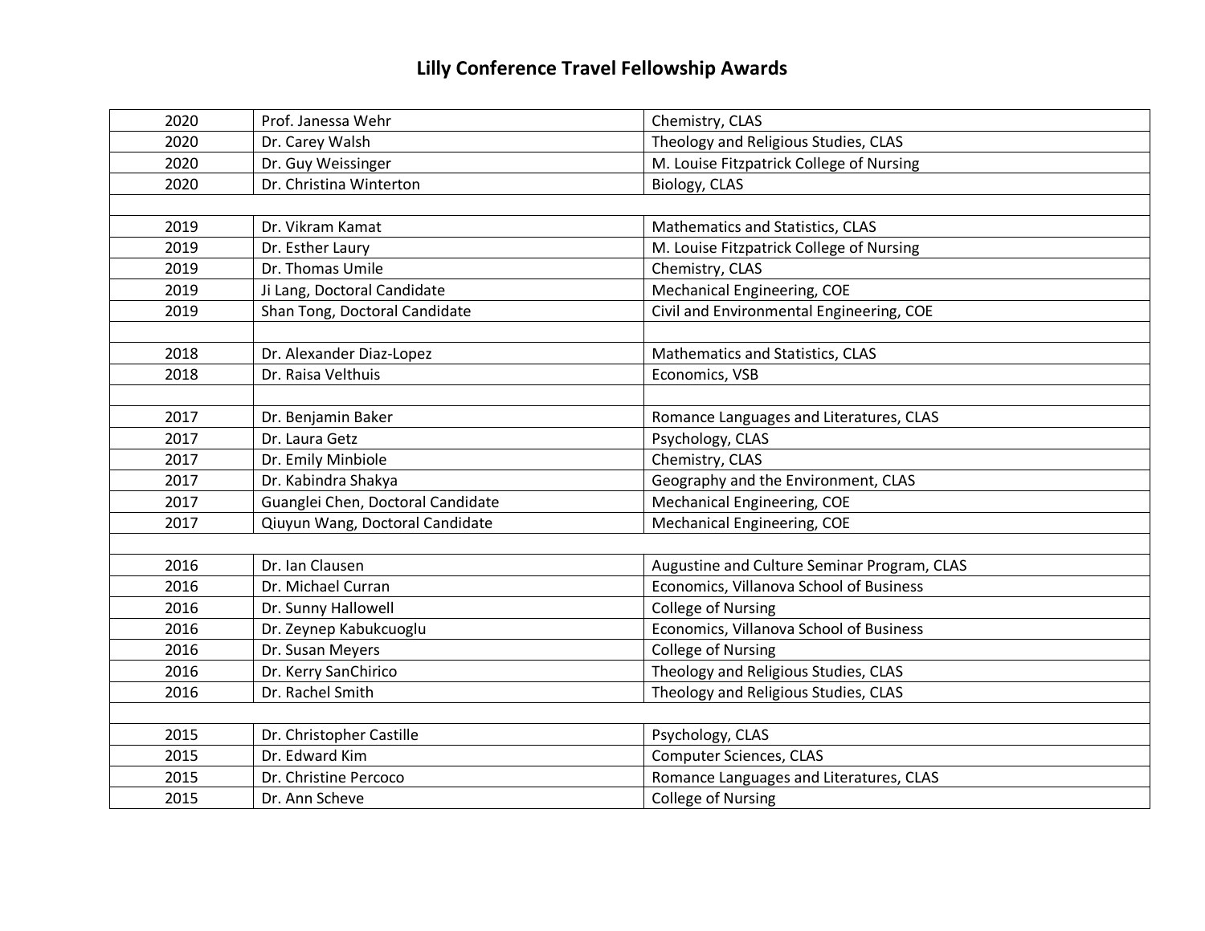# Lilly Conference Travel Fellowship Awards

| | | |
|---|---|---|
| 2020 | Prof. Janessa Wehr | Chemistry, CLAS |
| 2020 | Dr. Carey Walsh | Theology and Religious Studies, CLAS |
| 2020 | Dr. Guy Weissinger | M. Louise Fitzpatrick College of Nursing |
| 2020 | Dr. Christina Winterton | Biology, CLAS |
| | | |
| 2019 | Dr. Vikram Kamat | Mathematics and Statistics, CLAS |
| 2019 | Dr. Esther Laury | M. Louise Fitzpatrick College of Nursing |
| 2019 | Dr. Thomas Umile | Chemistry, CLAS |
| 2019 | Ji Lang, Doctoral Candidate | Mechanical Engineering, COE |
| 2019 | Shan Tong, Doctoral Candidate | Civil and Environmental Engineering, COE |
| | | |
| 2018 | Dr. Alexander Diaz-Lopez | Mathematics and Statistics, CLAS |
| 2018 | Dr. Raisa Velthuis | Economics, VSB |
| | | |
| 2017 | Dr. Benjamin Baker | Romance Languages and Literatures, CLAS |
| 2017 | Dr. Laura Getz | Psychology, CLAS |
| 2017 | Dr. Emily Minbiole | Chemistry, CLAS |
| 2017 | Dr. Kabindra Shakya | Geography and the Environment, CLAS |
| 2017 | Guanglei Chen, Doctoral Candidate | Mechanical Engineering, COE |
| 2017 | Qiuyun Wang, Doctoral Candidate | Mechanical Engineering, COE |
| | | |
| 2016 | Dr. Ian Clausen | Augustine and Culture Seminar Program, CLAS |
| 2016 | Dr. Michael Curran | Economics, Villanova School of Business |
| 2016 | Dr. Sunny Hallowell | College of Nursing |
| 2016 | Dr. Zeynep Kabukcuoglu | Economics, Villanova School of Business |
| 2016 | Dr. Susan Meyers | College of Nursing |
| 2016 | Dr. Kerry SanChirico | Theology and Religious Studies, CLAS |
| 2016 | Dr. Rachel Smith | Theology and Religious Studies, CLAS |
| | | |
| 2015 | Dr. Christopher Castille | Psychology, CLAS |
| 2015 | Dr. Edward Kim | Computer Sciences, CLAS |
| 2015 | Dr. Christine Percoco | Romance Languages and Literatures, CLAS |
| 2015 | Dr. Ann Scheve | College of Nursing |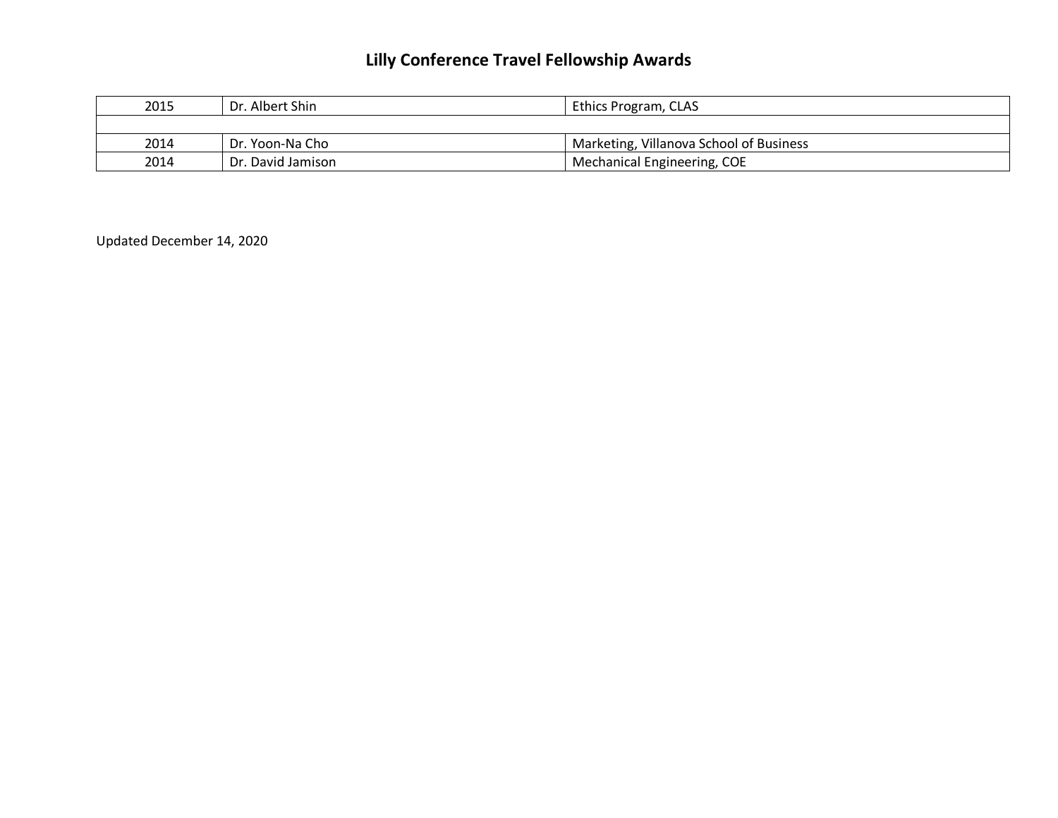## Lilly Conference Travel Fellowship Awards

| | | |
|---|---|---|
| 2015 | Dr. Albert Shin | Ethics Program, CLAS |
| | | |
| 2014 | Dr. Yoon-Na Cho | Marketing, Villanova School of Business |
| 2014 | Dr. David Jamison | Mechanical Engineering, COE |

Updated December 14, 2020